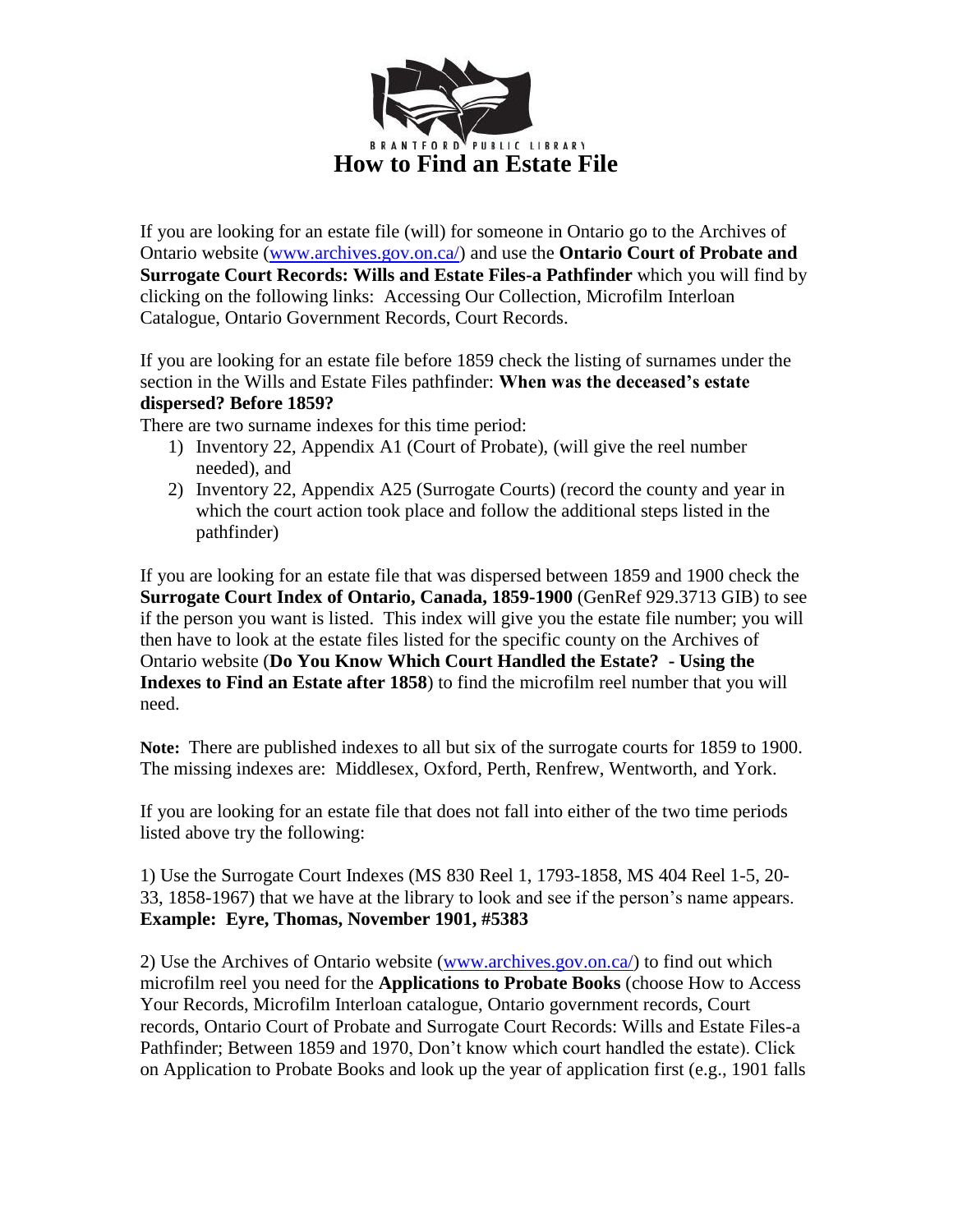BRANTFORD PUBLIC LIBRARY

# How to Find an Estate File

If you are looking for an estate file (will) for someone in Ontario go to the Archives of Ontario website (www.archives.gov.on.ca/) and use the **Ontario Court of Probate and Surrogate Court Records: Wills and Estate Files-a Pathfinder** which you will find by clicking on the following links: Accessing Our Collection, Microfilm Interloan Catalogue, Ontario Government Records, Court Records.

If you are looking for an estate file before 1859 check the listing of surnames under the section in the Wills and Estate Files pathfinder: **When was the deceased's estate dispersed? Before 1859?**

There are two surname indexes for this time period:

1) Inventory 22, Appendix A1 (Court of Probate), (will give the reel number needed), and
2) Inventory 22, Appendix A25 (Surrogate Courts) (record the county and year in which the court action took place and follow the additional steps listed in the pathfinder)

If you are looking for an estate file that was dispersed between 1859 and 1900 check the **Surrogate Court Index of Ontario, Canada, 1859-1900** (GenRef 929.3713 GIB) to see if the person you want is listed. This index will give you the estate file number; you will then have to look at the estate files listed for the specific county on the Archives of Ontario website (**Do You Know Which Court Handled the Estate? - Using the Indexes to Find an Estate after 1858**) to find the microfilm reel number that you will need.

**Note:** There are published indexes to all but six of the surrogate courts for 1859 to 1900. The missing indexes are: Middlesex, Oxford, Perth, Renfrew, Wentworth, and York.

If you are looking for an estate file that does not fall into either of the two time periods listed above try the following:

1) Use the Surrogate Court Indexes (MS 830 Reel 1, 1793-1858, MS 404 Reel 1-5, 20-33, 1858-1967) that we have at the library to look and see if the person's name appears. **Example: Eyre, Thomas, November 1901, #5383**

2) Use the Archives of Ontario website (www.archives.gov.on.ca/) to find out which microfilm reel you need for the **Applications to Probate Books** (choose How to Access Your Records, Microfilm Interloan catalogue, Ontario government records, Court records, Ontario Court of Probate and Surrogate Court Records: Wills and Estate Files-a Pathfinder; Between 1859 and 1970, Don't know which court handled the estate). Click on Application to Probate Books and look up the year of application first (e.g., 1901 falls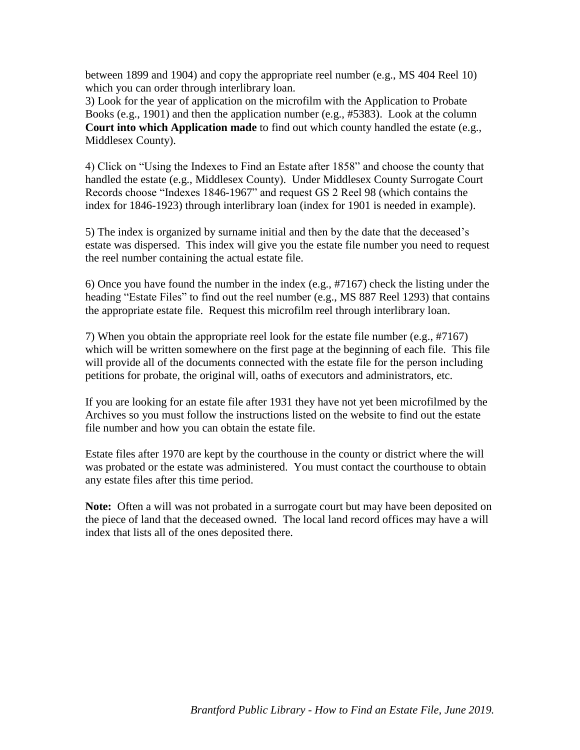between 1899 and 1904) and copy the appropriate reel number (e.g., MS 404 Reel 10) which you can order through interlibrary loan.

3) Look for the year of application on the microfilm with the Application to Probate Books (e.g., 1901) and then the application number (e.g., #5383). Look at the column **Court into which Application made** to find out which county handled the estate (e.g., Middlesex County).

4) Click on "Using the Indexes to Find an Estate after 1858" and choose the county that handled the estate (e.g., Middlesex County). Under Middlesex County Surrogate Court Records choose "Indexes 1846-1967" and request GS 2 Reel 98 (which contains the index for 1846-1923) through interlibrary loan (index for 1901 is needed in example).

5) The index is organized by surname initial and then by the date that the deceased's estate was dispersed. This index will give you the estate file number you need to request the reel number containing the actual estate file.

6) Once you have found the number in the index (e.g., #7167) check the listing under the heading "Estate Files" to find out the reel number (e.g., MS 887 Reel 1293) that contains the appropriate estate file. Request this microfilm reel through interlibrary loan.

7) When you obtain the appropriate reel look for the estate file number (e.g., #7167) which will be written somewhere on the first page at the beginning of each file. This file will provide all of the documents connected with the estate file for the person including petitions for probate, the original will, oaths of executors and administrators, etc.

If you are looking for an estate file after 1931 they have not yet been microfilmed by the Archives so you must follow the instructions listed on the website to find out the estate file number and how you can obtain the estate file.

Estate files after 1970 are kept by the courthouse in the county or district where the will was probated or the estate was administered. You must contact the courthouse to obtain any estate files after this time period.

**Note:** Often a will was not probated in a surrogate court but may have been deposited on the piece of land that the deceased owned. The local land record offices may have a will index that lists all of the ones deposited there.

*Brantford Public Library - How to Find an Estate File, June 2019.*